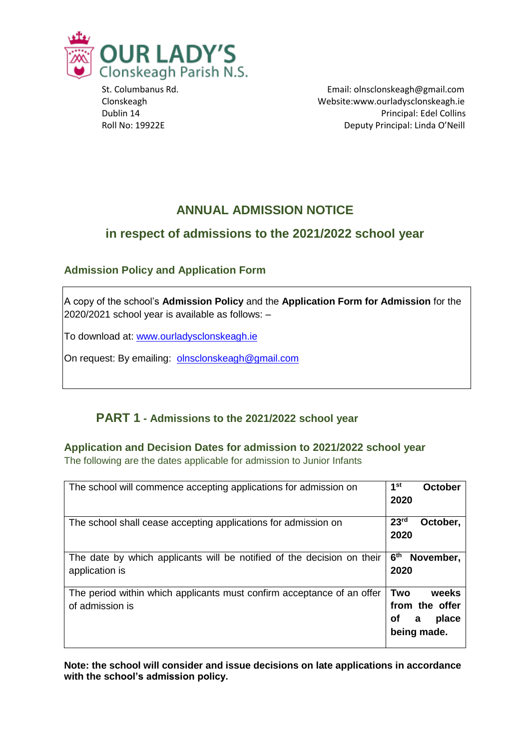**OUR LADY'S**
Clonskeagh Parish N.S.

St. Columbanus Rd.
Clonskeagh
Dublin 14
Roll No: 19922E

Email: olnsclonskeagh@gmail.com
Website:www.ourladysclonskeagh.ie
Principal: Edel Collins
Deputy Principal: Linda O'Neill

# ANNUAL ADMISSION NOTICE

## in respect of admissions to the 2021/2022 school year

### Admission Policy and Application Form

A copy of the school's **Admission Policy** and the **Application Form for Admission** for the 2020/2021 school year is available as follows: –

To download at: www.ourladysclonskeagh.ie

On request: By emailing: olnsclonskeagh@gmail.com

## PART 1 - Admissions to the 2021/2022 school year

### Application and Decision Dates for admission to 2021/2022 school year

The following are the dates applicable for admission to Junior Infants

| | |
|---|---|
| The school will commence accepting applications for admission on | **1st October 2020** |
| The school shall cease accepting applications for admission on | **23rd October, 2020** |
| The date by which applicants will be notified of the decision on their application is | **6th November, 2020** |
| The period within which applicants must confirm acceptance of an offer of admission is | **Two weeks from the offer of a place being made.** |

**Note: the school will consider and issue decisions on late applications in accordance with the school's admission policy.**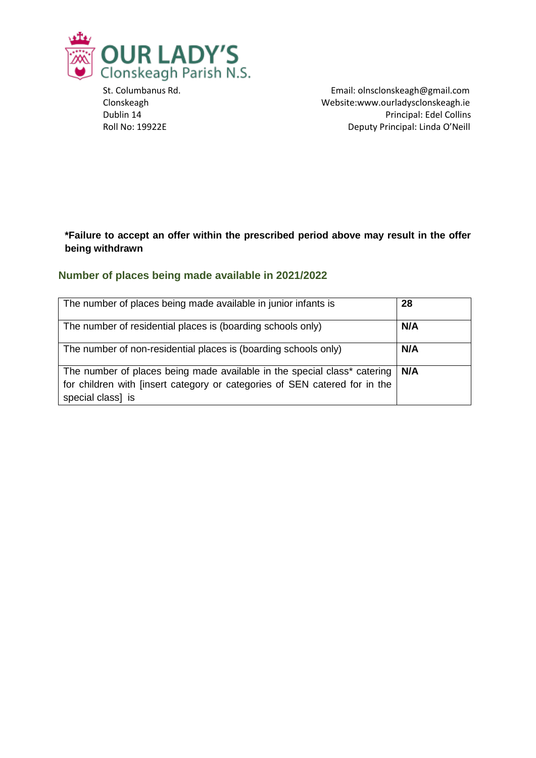# OUR LADY'S
## Clonskeagh Parish N.S.

St. Columbanus Rd.
Clonskeagh
Dublin 14
Roll No: 19922E

Email: olnsclonskeagh@gmail.com
Website:www.ourladysclonskeagh.ie
Principal: Edel Collins
Deputy Principal: Linda O'Neill

**\*Failure to accept an offer within the prescribed period above may result in the offer being withdrawn**

## Number of places being made available in 2021/2022

| | |
|---|---|
| The number of places being made available in junior infants is | **28** |
| The number of residential places is (boarding schools only) | **N/A** |
| The number of non-residential places is (boarding schools only) | **N/A** |
| The number of places being made available in the special class* catering for children with [insert category or categories of SEN catered for in the special class] is | **N/A** |